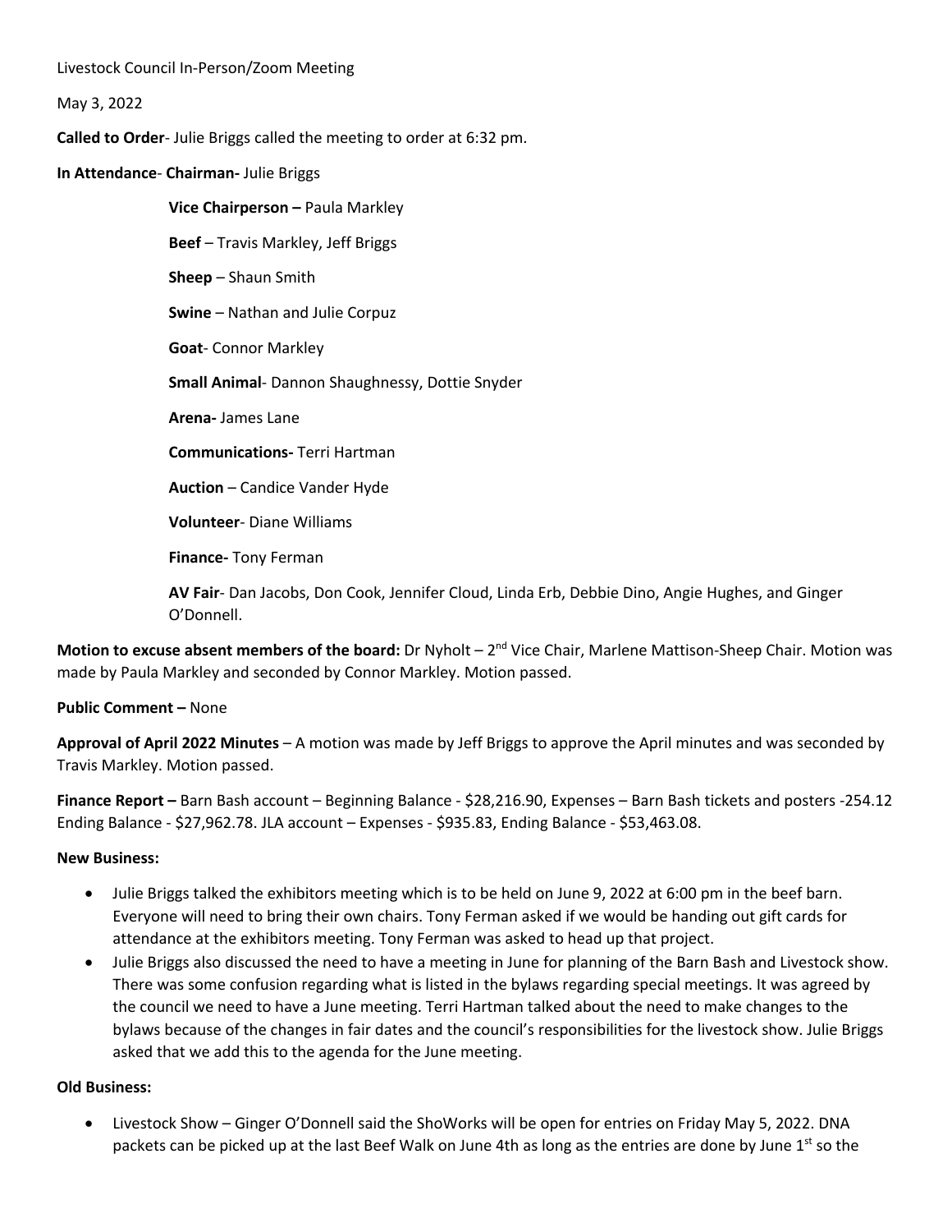Livestock Council In-Person/Zoom Meeting

May 3, 2022

**Called to Order**- Julie Briggs called the meeting to order at 6:32 pm.

**In Attendance**- **Chairman-** Julie Briggs

**Vice Chairperson –** Paula Markley

**Beef** – Travis Markley, Jeff Briggs

**Sheep** – Shaun Smith

**Swine** – Nathan and Julie Corpuz

**Goat**- Connor Markley

**Small Animal**- Dannon Shaughnessy, Dottie Snyder

**Arena-** James Lane

**Communications-** Terri Hartman

**Auction** – Candice Vander Hyde

**Volunteer**- Diane Williams

**Finance-** Tony Ferman

**AV Fair**- Dan Jacobs, Don Cook, Jennifer Cloud, Linda Erb, Debbie Dino, Angie Hughes, and Ginger O'Donnell.

**Motion to excuse absent members of the board:** Dr Nyholt – 2nd Vice Chair, Marlene Mattison-Sheep Chair. Motion was made by Paula Markley and seconded by Connor Markley. Motion passed.

**Public Comment –** None

**Approval of April 2022 Minutes** – A motion was made by Jeff Briggs to approve the April minutes and was seconded by Travis Markley. Motion passed.

**Finance Report –** Barn Bash account – Beginning Balance - $28,216.90, Expenses – Barn Bash tickets and posters -254.12 Ending Balance - $27,962.78. JLA account – Expenses - $935.83, Ending Balance - $53,463.08.

**New Business:**

- Julie Briggs talked the exhibitors meeting which is to be held on June 9, 2022 at 6:00 pm in the beef barn. Everyone will need to bring their own chairs. Tony Ferman asked if we would be handing out gift cards for attendance at the exhibitors meeting. Tony Ferman was asked to head up that project.
- Julie Briggs also discussed the need to have a meeting in June for planning of the Barn Bash and Livestock show. There was some confusion regarding what is listed in the bylaws regarding special meetings. It was agreed by the council we need to have a June meeting. Terri Hartman talked about the need to make changes to the bylaws because of the changes in fair dates and the council's responsibilities for the livestock show. Julie Briggs asked that we add this to the agenda for the June meeting.

**Old Business:**

- Livestock Show – Ginger O'Donnell said the ShoWorks will be open for entries on Friday May 5, 2022. DNA packets can be picked up at the last Beef Walk on June 4th as long as the entries are done by June 1st so the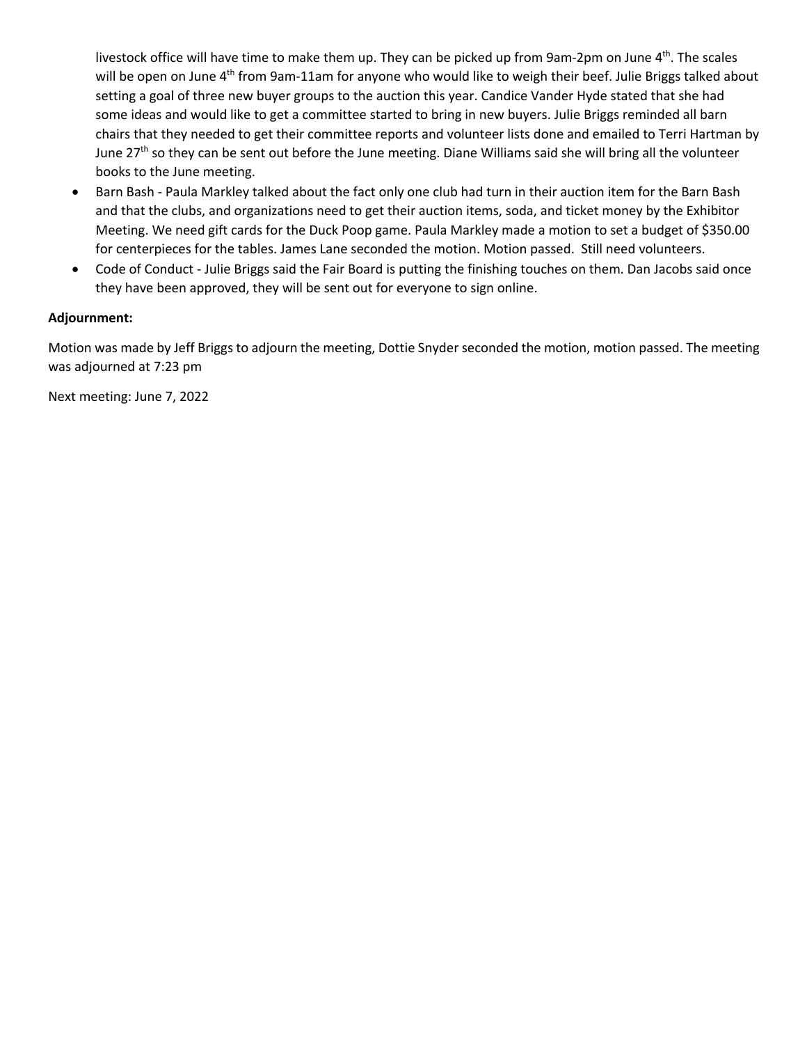livestock office will have time to make them up. They can be picked up from 9am-2pm on June 4th. The scales will be open on June 4th from 9am-11am for anyone who would like to weigh their beef. Julie Briggs talked about setting a goal of three new buyer groups to the auction this year. Candice Vander Hyde stated that she had some ideas and would like to get a committee started to bring in new buyers. Julie Briggs reminded all barn chairs that they needed to get their committee reports and volunteer lists done and emailed to Terri Hartman by June 27th so they can be sent out before the June meeting. Diane Williams said she will bring all the volunteer books to the June meeting.

- Barn Bash - Paula Markley talked about the fact only one club had turn in their auction item for the Barn Bash and that the clubs, and organizations need to get their auction items, soda, and ticket money by the Exhibitor Meeting. We need gift cards for the Duck Poop game. Paula Markley made a motion to set a budget of $350.00 for centerpieces for the tables. James Lane seconded the motion. Motion passed. Still need volunteers.
- Code of Conduct - Julie Briggs said the Fair Board is putting the finishing touches on them. Dan Jacobs said once they have been approved, they will be sent out for everyone to sign online.

**Adjournment:**

Motion was made by Jeff Briggs to adjourn the meeting, Dottie Snyder seconded the motion, motion passed. The meeting was adjourned at 7:23 pm

Next meeting: June 7, 2022